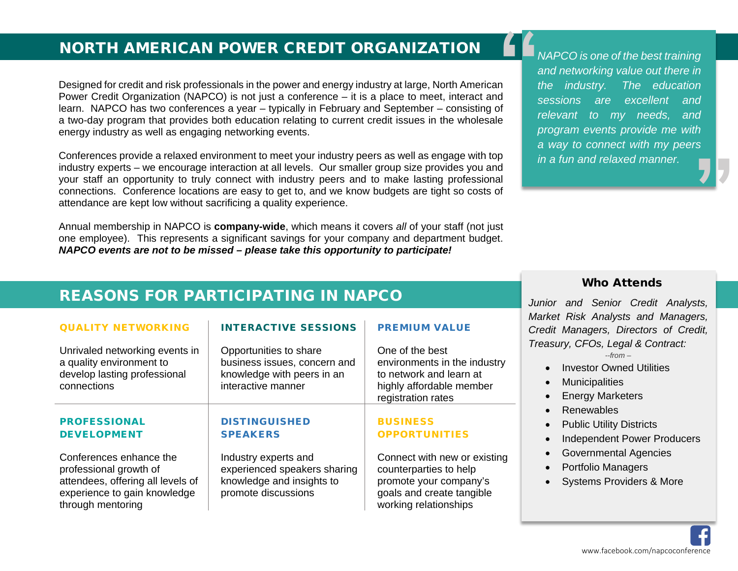# NORTH AMERICAN POWER CREDIT ORGANIZATION

Designed for credit and risk professionals in the power and energy industry at large, North American Power Credit Organization (NAPCO) is not just a conference – it is a place to meet, interact and learn. NAPCO has two conferences a year – typically in February and September – consisting of a two-day program that provides both education relating to current credit issues in the wholesale energy industry as well as engaging networking events.

Conferences provide a relaxed environment to meet your industry peers as well as engage with top industry experts – we encourage interaction at all levels. Our smaller group size provides you and your staff an opportunity to truly connect with industry peers and to make lasting professional connections. Conference locations are easy to get to, and we know budgets are tight so costs of attendance are kept low without sacrificing a quality experience.

Annual membership in NAPCO is **company-wide**, which means it covers *all* of your staff (not just one employee). This represents a significant savings for your company and department budget. ***NAPCO events are not to be missed – please take this opportunity to participate!***

> *"NAPCO is one of the best training and networking value out there in the industry. The education sessions are excellent and relevant to my needs, and program events provide me with a way to connect with my peers in a fun and relaxed manner."*

## REASONS FOR PARTICIPATING IN NAPCO

### QUALITY NETWORKING

Unrivaled networking events in a quality environment to develop lasting professional connections

### INTERACTIVE SESSIONS

Opportunities to share business issues, concern and knowledge with peers in an interactive manner

### PREMIUM VALUE

One of the best environments in the industry to network and learn at highly affordable member registration rates

### PROFESSIONAL DEVELOPMENT

Conferences enhance the professional growth of attendees, offering all levels of experience to gain knowledge through mentoring

### DISTINGUISHED SPEAKERS

Industry experts and experienced speakers sharing knowledge and insights to promote discussions

### BUSINESS OPPORTUNITIES

Connect with new or existing counterparties to help promote your company's goals and create tangible working relationships

### Who Attends

*Junior and Senior Credit Analysts, Market Risk Analysts and Managers, Credit Managers, Directors of Credit, Treasury, CFOs, Legal & Contract:*

*--from –*

- Investor Owned Utilities
- Municipalities
- Energy Marketers
- Renewables
- Public Utility Districts
- Independent Power Producers
- Governmental Agencies
- Portfolio Managers
- Systems Providers & More

www.facebook.com/napcoconference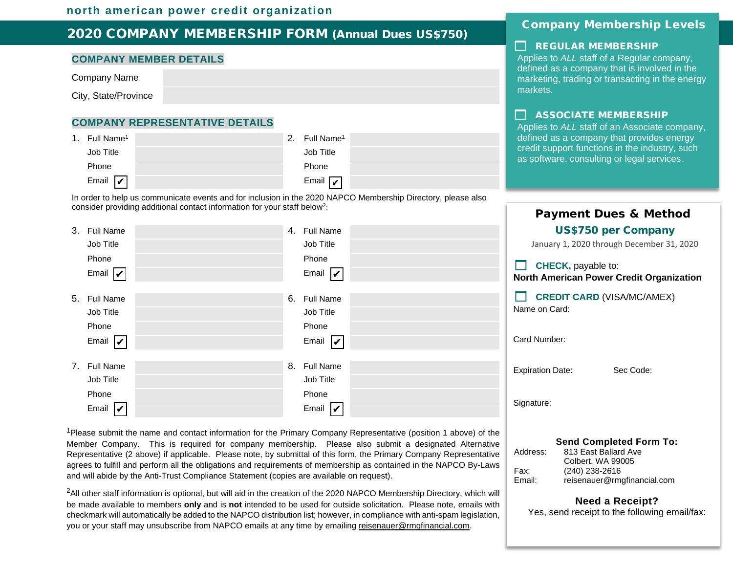north american power credit organization

# 2020 COMPANY MEMBERSHIP FORM (Annual Dues US$750)

## COMPANY MEMBER DETAILS

| | |
|---|---|
| Company Name | |
| City, State/Province | |

## COMPANY REPRESENTATIVE DETAILS

1. Full Name[1]
   Job Title
   Phone
   Email ✔

2. Full Name[1]
   Job Title
   Phone
   Email ✔

In order to help us communicate events and for inclusion in the 2020 NAPCO Membership Directory, please also consider providing additional contact information for your staff below[2]:

3. Full Name
   Job Title
   Phone
   Email ✔

4. Full Name
   Job Title
   Phone
   Email ✔

5. Full Name
   Job Title
   Phone
   Email ✔

6. Full Name
   Job Title
   Phone
   Email ✔

7. Full Name
   Job Title
   Phone
   Email ✔

8. Full Name
   Job Title
   Phone
   Email ✔

[1]Please submit the name and contact information for the Primary Company Representative (position 1 above) of the Member Company. This is required for company membership. Please also submit a designated Alternative Representative (2 above) if applicable. Please note, by submittal of this form, the Primary Company Representative agrees to fulfill and perform all the obligations and requirements of membership as contained in the NAPCO By-Laws and will abide by the Anti-Trust Compliance Statement (copies are available on request).

[2]All other staff information is optional, but will aid in the creation of the 2020 NAPCO Membership Directory, which will be made available to members **only** and is **not** intended to be used for outside solicitation. Please note, emails with checkmark will automatically be added to the NAPCO distribution list; however, in compliance with anti-spam legislation, you or your staff may unsubscribe from NAPCO emails at any time by emailing reisenauer@rmgfinancial.com.

## Company Membership Levels

☐ **REGULAR MEMBERSHIP**
Applies to *ALL* staff of a Regular company, defined as a company that is involved in the marketing, trading or transacting in the energy markets.

☐ **ASSOCIATE MEMBERSHIP**
Applies to *ALL* staff of an Associate company, defined as a company that provides energy credit support functions in the industry, such as software, consulting or legal services.

## Payment Dues & Method

**US$750 per Company**

January 1, 2020 through December 31, 2020

☐ **CHECK,** payable to:
**North American Power Credit Organization**

☐ **CREDIT CARD** (VISA/MC/AMEX)

Name on Card:

Card Number:

Expiration Date: Sec Code:

Signature:

**Send Completed Form To:**

Address: 813 East Ballard Ave
Colbert, WA 99005
Fax: (240) 238-2616
Email: reisenauer@rmgfinancial.com

**Need a Receipt?**
Yes, send receipt to the following email/fax: